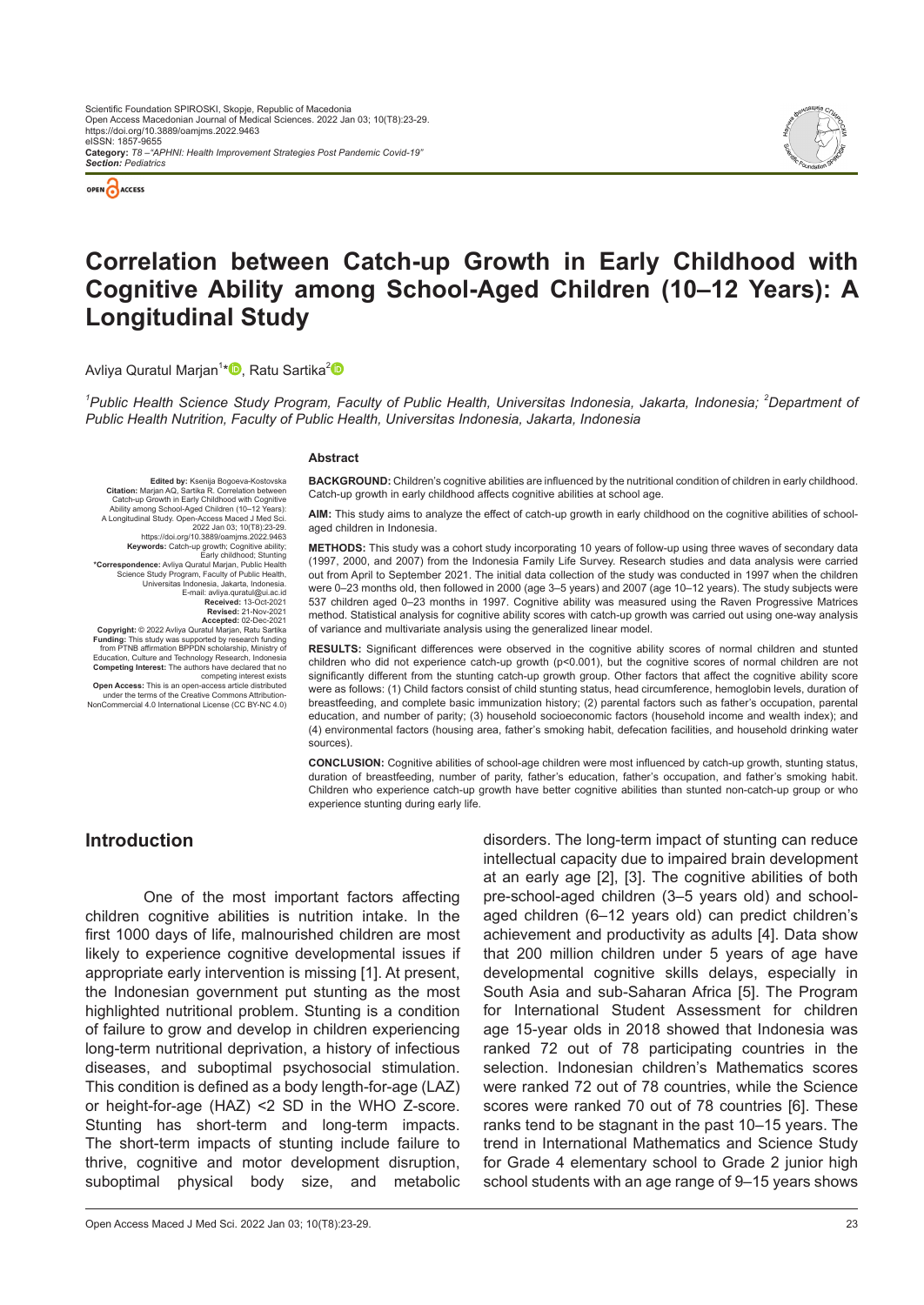# Correlation between Catch-up Growth in Early Childhood with Cognitive Ability among School-Aged Children (10–12 Years): A Longitudinal Study

Avliya Quratul Marjan[1]*, Ratu Sartika[2]

[1]Public Health Science Study Program, Faculty of Public Health, Universitas Indonesia, Jakarta, Indonesia; [2]Department of Public Health Nutrition, Faculty of Public Health, Universitas Indonesia, Jakarta, Indonesia

**Edited by:** Ksenija Bogoeva-Kostovska
**Citation:** Marjan AQ, Sartika R. Correlation between Catch-up Growth in Early Childhood with Cognitive Ability among School-Aged Children (10–12 Years): A Longitudinal Study. Open-Access Maced J Med Sci. 2022 Jan 03; 10(T8):23-29. https://doi.org/10.3889/oamjms.2022.9463
**Keywords:** Catch-up growth; Cognitive ability; Early childhood; Stunting
***Correspondence:** Avliya Quratul Marjan, Public Health Science Study Program, Faculty of Public Health, Universitas Indonesia, Jakarta, Indonesia. E-mail: avliya.quratul@ui.ac.id
**Received:** 13-Oct-2021
**Revised:** 21-Nov-2021
**Accepted:** 02-Dec-2021
**Copyright:** © 2022 Avliya Quratul Marjan, Ratu Sartika
**Funding:** This study was supported by research funding from PTNB affirmation BPPDN scholarship, Ministry of Education, Culture and Technology Research, Indonesia
**Competing Interest:** The authors have declared that no competing interest exists
**Open Access:** This is an open-access article distributed under the terms of the Creative Commons Attribution-NonCommercial 4.0 International License (CC BY-NC 4.0)

## Abstract

**BACKGROUND:** Children's cognitive abilities are influenced by the nutritional condition of children in early childhood. Catch-up growth in early childhood affects cognitive abilities at school age.

**AIM:** This study aims to analyze the effect of catch-up growth in early childhood on the cognitive abilities of school-aged children in Indonesia.

**METHODS:** This study was a cohort study incorporating 10 years of follow-up using three waves of secondary data (1997, 2000, and 2007) from the Indonesia Family Life Survey. Research studies and data analysis were carried out from April to September 2021. The initial data collection of the study was conducted in 1997 when the children were 0–23 months old, then followed in 2000 (age 3–5 years) and 2007 (age 10–12 years). The study subjects were 537 children aged 0–23 months in 1997. Cognitive ability was measured using the Raven Progressive Matrices method. Statistical analysis for cognitive ability scores with catch-up growth was carried out using one-way analysis of variance and multivariate analysis using the generalized linear model.

**RESULTS:** Significant differences were observed in the cognitive ability scores of normal children and stunted children who did not experience catch-up growth ($p<0.001$), but the cognitive scores of normal children are not significantly different from the stunting catch-up growth group. Other factors that affect the cognitive ability score were as follows: (1) Child factors consist of child stunting status, head circumference, hemoglobin levels, duration of breastfeeding, and complete basic immunization history; (2) parental factors such as father's occupation, parental education, and number of parity; (3) household socioeconomic factors (household income and wealth index); and (4) environmental factors (housing area, father's smoking habit, defecation facilities, and household drinking water sources).

**CONCLUSION:** Cognitive abilities of school-age children were most influenced by catch-up growth, stunting status, duration of breastfeeding, number of parity, father's education, father's occupation, and father's smoking habit. Children who experience catch-up growth have better cognitive abilities than stunted non-catch-up group or who experience stunting during early life.

## Introduction

One of the most important factors affecting children cognitive abilities is nutrition intake. In the first 1000 days of life, malnourished children are most likely to experience cognitive developmental issues if appropriate early intervention is missing [1]. At present, the Indonesian government put stunting as the most highlighted nutritional problem. Stunting is a condition of failure to grow and develop in children experiencing long-term nutritional deprivation, a history of infectious diseases, and suboptimal psychosocial stimulation. This condition is defined as a body length-for-age (LAZ) or height-for-age (HAZ) <2 SD in the WHO Z-score. Stunting has short-term and long-term impacts. The short-term impacts of stunting include failure to thrive, cognitive and motor development disruption, suboptimal physical body size, and metabolic disorders. The long-term impact of stunting can reduce intellectual capacity due to impaired brain development at an early age [2], [3]. The cognitive abilities of both pre-school-aged children (3–5 years old) and school-aged children (6–12 years old) can predict children's achievement and productivity as adults [4]. Data show that 200 million children under 5 years of age have developmental cognitive skills delays, especially in South Asia and sub-Saharan Africa [5]. The Program for International Student Assessment for children age 15-year olds in 2018 showed that Indonesia was ranked 72 out of 78 participating countries in the selection. Indonesian children's Mathematics scores were ranked 72 out of 78 countries, while the Science scores were ranked 70 out of 78 countries [6]. These ranks tend to be stagnant in the past 10–15 years. The trend in International Mathematics and Science Study for Grade 4 elementary school to Grade 2 junior high school students with an age range of 9–15 years shows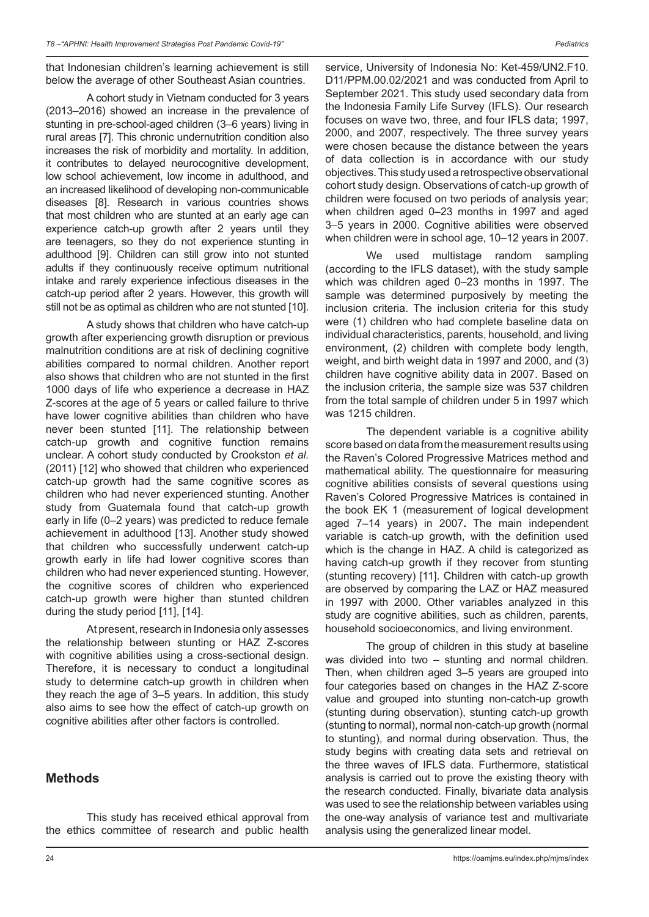that Indonesian children's learning achievement is still below the average of other Southeast Asian countries.

A cohort study in Vietnam conducted for 3 years (2013–2016) showed an increase in the prevalence of stunting in pre-school-aged children (3–6 years) living in rural areas [7]. This chronic undernutrition condition also increases the risk of morbidity and mortality. In addition, it contributes to delayed neurocognitive development, low school achievement, low income in adulthood, and an increased likelihood of developing non-communicable diseases [8]. Research in various countries shows that most children who are stunted at an early age can experience catch-up growth after 2 years until they are teenagers, so they do not experience stunting in adulthood [9]. Children can still grow into not stunted adults if they continuously receive optimum nutritional intake and rarely experience infectious diseases in the catch-up period after 2 years. However, this growth will still not be as optimal as children who are not stunted [10].

A study shows that children who have catch-up growth after experiencing growth disruption or previous malnutrition conditions are at risk of declining cognitive abilities compared to normal children. Another report also shows that children who are not stunted in the first 1000 days of life who experience a decrease in HAZ Z-scores at the age of 5 years or called failure to thrive have lower cognitive abilities than children who have never been stunted [11]. The relationship between catch-up growth and cognitive function remains unclear. A cohort study conducted by Crookston *et al.* (2011) [12] who showed that children who experienced catch-up growth had the same cognitive scores as children who had never experienced stunting. Another study from Guatemala found that catch-up growth early in life (0–2 years) was predicted to reduce female achievement in adulthood [13]. Another study showed that children who successfully underwent catch-up growth early in life had lower cognitive scores than children who had never experienced stunting. However, the cognitive scores of children who experienced catch-up growth were higher than stunted children during the study period [11], [14].

At present, research in Indonesia only assesses the relationship between stunting or HAZ Z-scores with cognitive abilities using a cross-sectional design. Therefore, it is necessary to conduct a longitudinal study to determine catch-up growth in children when they reach the age of 3–5 years. In addition, this study also aims to see how the effect of catch-up growth on cognitive abilities after other factors is controlled.

## Methods

This study has received ethical approval from the ethics committee of research and public health service, University of Indonesia No: Ket-459/UN2.F10.D11/PPM.00.02/2021 and was conducted from April to September 2021. This study used secondary data from the Indonesia Family Life Survey (IFLS). Our research focuses on wave two, three, and four IFLS data; 1997, 2000, and 2007, respectively. The three survey years were chosen because the distance between the years of data collection is in accordance with our study objectives. This study used a retrospective observational cohort study design. Observations of catch-up growth of children were focused on two periods of analysis year; when children aged 0–23 months in 1997 and aged 3–5 years in 2000. Cognitive abilities were observed when children were in school age, 10–12 years in 2007.

We used multistage random sampling (according to the IFLS dataset), with the study sample which was children aged 0–23 months in 1997. The sample was determined purposively by meeting the inclusion criteria. The inclusion criteria for this study were (1) children who had complete baseline data on individual characteristics, parents, household, and living environment, (2) children with complete body length, weight, and birth weight data in 1997 and 2000, and (3) children have cognitive ability data in 2007. Based on the inclusion criteria, the sample size was 537 children from the total sample of children under 5 in 1997 which was 1215 children.

The dependent variable is a cognitive ability score based on data from the measurement results using the Raven's Colored Progressive Matrices method and mathematical ability. The questionnaire for measuring cognitive abilities consists of several questions using Raven's Colored Progressive Matrices is contained in the book EK 1 (measurement of logical development aged 7–14 years) in 2007**.** The main independent variable is catch-up growth, with the definition used which is the change in HAZ. A child is categorized as having catch-up growth if they recover from stunting (stunting recovery) [11]. Children with catch-up growth are observed by comparing the LAZ or HAZ measured in 1997 with 2000. Other variables analyzed in this study are cognitive abilities, such as children, parents, household socioeconomics, and living environment.

The group of children in this study at baseline was divided into two – stunting and normal children. Then, when children aged 3–5 years are grouped into four categories based on changes in the HAZ Z-score value and grouped into stunting non-catch-up growth (stunting during observation), stunting catch-up growth (stunting to normal), normal non-catch-up growth (normal to stunting), and normal during observation. Thus, the study begins with creating data sets and retrieval on the three waves of IFLS data. Furthermore, statistical analysis is carried out to prove the existing theory with the research conducted. Finally, bivariate data analysis was used to see the relationship between variables using the one-way analysis of variance test and multivariate analysis using the generalized linear model.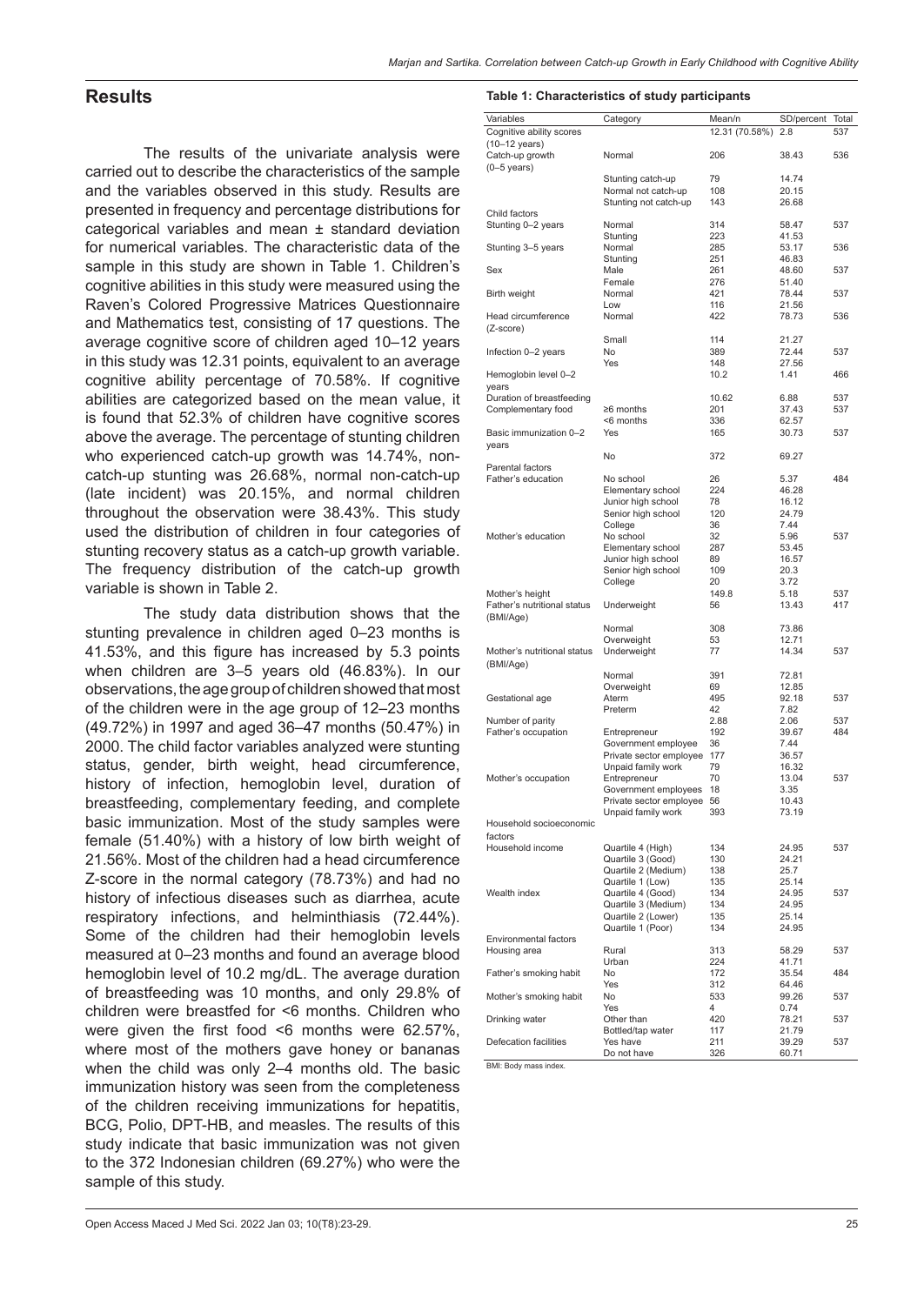## Results

The results of the univariate analysis were carried out to describe the characteristics of the sample and the variables observed in this study. Results are presented in frequency and percentage distributions for categorical variables and mean ± standard deviation for numerical variables. The characteristic data of the sample in this study are shown in Table 1. Children's cognitive abilities in this study were measured using the Raven's Colored Progressive Matrices Questionnaire and Mathematics test, consisting of 17 questions. The average cognitive score of children aged 10–12 years in this study was 12.31 points, equivalent to an average cognitive ability percentage of 70.58%. If cognitive abilities are categorized based on the mean value, it is found that 52.3% of children have cognitive scores above the average. The percentage of stunting children who experienced catch-up growth was 14.74%, non-catch-up stunting was 26.68%, normal non-catch-up (late incident) was 20.15%, and normal children throughout the observation were 38.43%. This study used the distribution of children in four categories of stunting recovery status as a catch-up growth variable. The frequency distribution of the catch-up growth variable is shown in Table 2.

The study data distribution shows that the stunting prevalence in children aged 0–23 months is 41.53%, and this figure has increased by 5.3 points when children are 3–5 years old (46.83%). In our observations, the age group of children showed that most of the children were in the age group of 12–23 months (49.72%) in 1997 and aged 36–47 months (50.47%) in 2000. The child factor variables analyzed were stunting status, gender, birth weight, head circumference, history of infection, hemoglobin level, duration of breastfeeding, complementary feeding, and complete basic immunization. Most of the study samples were female (51.40%) with a history of low birth weight of 21.56%. Most of the children had a head circumference Z-score in the normal category (78.73%) and had no history of infectious diseases such as diarrhea, acute respiratory infections, and helminthiasis (72.44%). Some of the children had their hemoglobin levels measured at 0–23 months and found an average blood hemoglobin level of 10.2 mg/dL. The average duration of breastfeeding was 10 months, and only 29.8% of children were breastfed for <6 months. Children who were given the first food <6 months were 62.57%, where most of the mothers gave honey or bananas when the child was only 2–4 months old. The basic immunization history was seen from the completeness of the children receiving immunizations for hepatitis, BCG, Polio, DPT-HB, and measles. The results of this study indicate that basic immunization was not given to the 372 Indonesian children (69.27%) who were the sample of this study.

**Table 1: Characteristics of study participants**

| Variables | Category | Mean/n | SD/percent | Total |
|---|---|---|---|---|
| Cognitive ability scores (10–12 years) | | 12.31 (70.58%) | 2.8 | 537 |
| Catch-up growth (0–5 years) | Normal | 206 | 38.43 | 536 |
| | Stunting catch-up | 79 | 14.74 | |
| | Normal not catch-up | 108 | 20.15 | |
| | Stunting not catch-up | 143 | 26.68 | |
| Child factors | | | | |
| Stunting 0–2 years | Normal | 314 | 58.47 | 537 |
| | Stunting | 223 | 41.53 | |
| Stunting 3–5 years | Normal | 285 | 53.17 | 536 |
| | Stunting | 251 | 46.83 | |
| Sex | Male | 261 | 48.60 | 537 |
| | Female | 276 | 51.40 | |
| Birth weight | Normal | 421 | 78.44 | 537 |
| | Low | 116 | 21.56 | |
| Head circumference (Z-score) | Normal | 422 | 78.73 | 536 |
| | Small | 114 | 21.27 | |
| Infection 0–2 years | No | 389 | 72.44 | 537 |
| | Yes | 148 | 27.56 | |
| Hemoglobin level 0–2 years | | 10.2 | 1.41 | 466 |
| Duration of breastfeeding | | 10.62 | 6.88 | 537 |
| Complementary food | ≥6 months | 201 | 37.43 | 537 |
| | <6 months | 336 | 62.57 | |
| Basic immunization 0–2 years | Yes | 165 | 30.73 | 537 |
| | No | 372 | 69.27 | |
| Parental factors | | | | |
| Father's education | No school | 26 | 5.37 | 484 |
| | Elementary school | 224 | 46.28 | |
| | Junior high school | 78 | 16.12 | |
| | Senior high school | 120 | 24.79 | |
| | College | 36 | 7.44 | |
| Mother's education | No school | 32 | 5.96 | 537 |
| | Elementary school | 287 | 53.45 | |
| | Junior high school | 89 | 16.57 | |
| | Senior high school | 109 | 20.3 | |
| | College | 20 | 3.72 | |
| Mother's height | | 149.8 | 5.18 | 537 |
| Father's nutritional status (BMI/Age) | Underweight | 56 | 13.43 | 417 |
| | Normal | 308 | 73.86 | |
| | Overweight | 53 | 12.71 | |
| Mother's nutritional status (BMI/Age) | Underweight | 77 | 14.34 | 537 |
| | Normal | 391 | 72.81 | |
| | Overweight | 69 | 12.85 | |
| Gestational age | Aterm | 495 | 92.18 | 537 |
| | Preterm | 42 | 7.82 | |
| Number of parity | | 2.88 | 2.06 | 537 |
| Father's occupation | Entrepreneur | 192 | 39.67 | 484 |
| | Government employee | 36 | 7.44 | |
| | Private sector employee | 177 | 36.57 | |
| | Unpaid family work | 79 | 16.32 | |
| Mother's occupation | Entrepreneur | 70 | 13.04 | 537 |
| | Government employees | 18 | 3.35 | |
| | Private sector employee | 56 | 10.43 | |
| | Unpaid family work | 393 | 73.19 | |
| Household socioeconomic factors | | | | |
| Household income | Quartile 4 (High) | 134 | 24.95 | 537 |
| | Quartile 3 (Good) | 130 | 24.21 | |
| | Quartile 2 (Medium) | 138 | 25.7 | |
| | Quartile 1 (Low) | 135 | 25.14 | |
| Wealth index | Quartile 4 (Good) | 134 | 24.95 | 537 |
| | Quartile 3 (Medium) | 134 | 24.95 | |
| | Quartile 2 (Lower) | 135 | 25.14 | |
| | Quartile 1 (Poor) | 134 | 24.95 | |
| Environmental factors | | | | |
| Housing area | Rural | 313 | 58.29 | 537 |
| | Urban | 224 | 41.71 | |
| Father's smoking habit | No | 172 | 35.54 | 484 |
| | Yes | 312 | 64.46 | |
| Mother's smoking habit | No | 533 | 99.26 | 537 |
| | Yes | 4 | 0.74 | |
| Drinking water | Other than | 420 | 78.21 | 537 |
| | Bottled/tap water | 117 | 21.79 | |
| Defecation facilities | Yes have | 211 | 39.29 | 537 |
| | Do not have | 326 | 60.71 | |

BMI: Body mass index.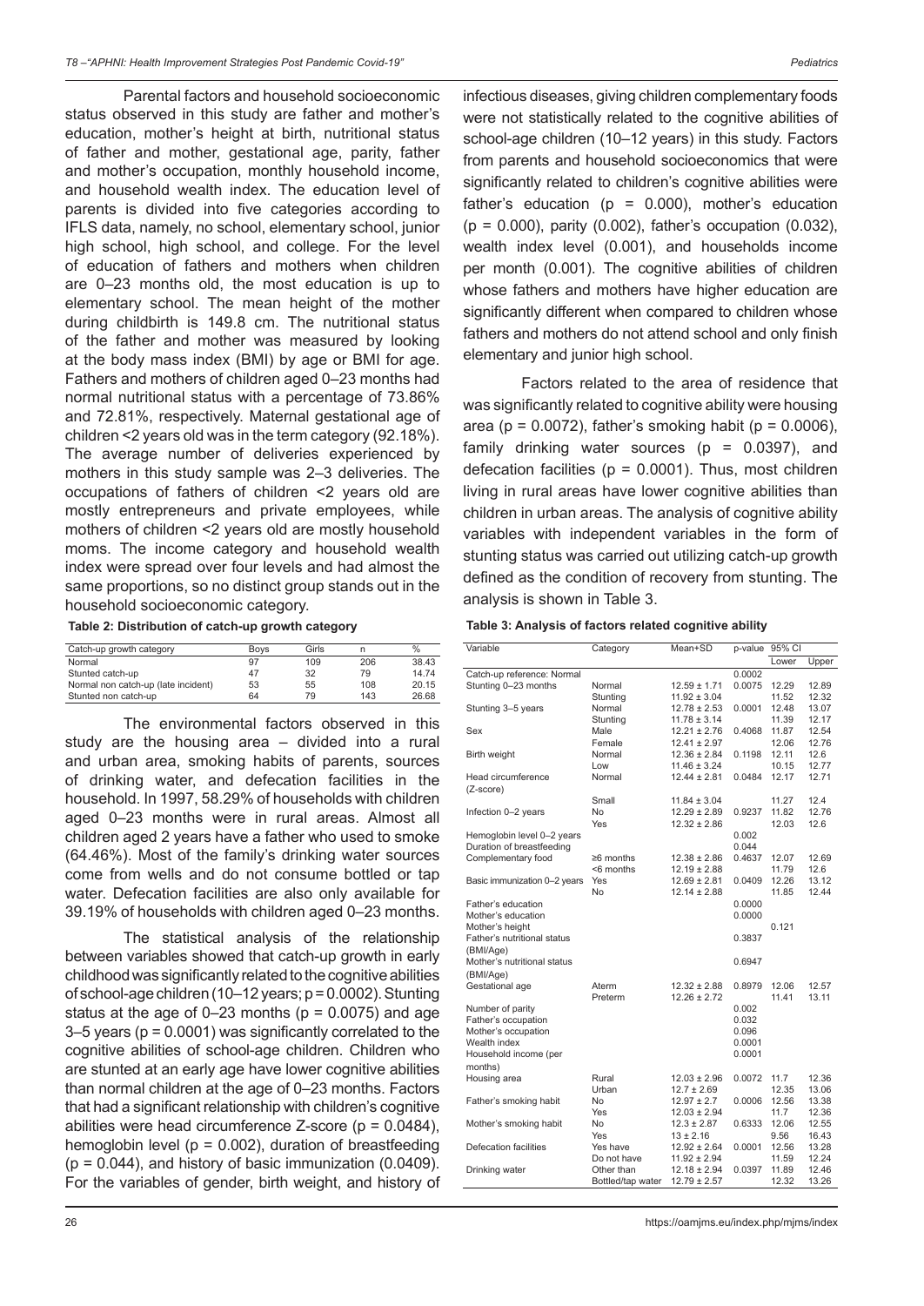Parental factors and household socioeconomic status observed in this study are father and mother's education, mother's height at birth, nutritional status of father and mother, gestational age, parity, father and mother's occupation, monthly household income, and household wealth index. The education level of parents is divided into five categories according to IFLS data, namely, no school, elementary school, junior high school, high school, and college. For the level of education of fathers and mothers when children are 0–23 months old, the most education is up to elementary school. The mean height of the mother during childbirth is 149.8 cm. The nutritional status of the father and mother was measured by looking at the body mass index (BMI) by age or BMI for age. Fathers and mothers of children aged 0–23 months had normal nutritional status with a percentage of 73.86% and 72.81%, respectively. Maternal gestational age of children <2 years old was in the term category (92.18%). The average number of deliveries experienced by mothers in this study sample was 2–3 deliveries. The occupations of fathers of children <2 years old are mostly entrepreneurs and private employees, while mothers of children <2 years old are mostly household moms. The income category and household wealth index were spread over four levels and had almost the same proportions, so no distinct group stands out in the household socioeconomic category.

**Table 2: Distribution of catch-up growth category**

| Catch-up growth category | Boys | Girls | n | % |
|---|---|---|---|---|
| Normal | 97 | 109 | 206 | 38.43 |
| Stunted catch-up | 47 | 32 | 79 | 14.74 |
| Normal non catch-up (late incident) | 53 | 55 | 108 | 20.15 |
| Stunted non catch-up | 64 | 79 | 143 | 26.68 |

The environmental factors observed in this study are the housing area – divided into a rural and urban area, smoking habits of parents, sources of drinking water, and defecation facilities in the household. In 1997, 58.29% of households with children aged 0–23 months were in rural areas. Almost all children aged 2 years have a father who used to smoke (64.46%). Most of the family's drinking water sources come from wells and do not consume bottled or tap water. Defecation facilities are also only available for 39.19% of households with children aged 0–23 months.

The statistical analysis of the relationship between variables showed that catch-up growth in early childhood was significantly related to the cognitive abilities of school-age children (10–12 years; p = 0.0002). Stunting status at the age of 0–23 months (p = 0.0075) and age 3–5 years (p = 0.0001) was significantly correlated to the cognitive abilities of school-age children. Children who are stunted at an early age have lower cognitive abilities than normal children at the age of 0–23 months. Factors that had a significant relationship with children's cognitive abilities were head circumference Z-score (p = 0.0484), hemoglobin level (p = 0.002), duration of breastfeeding (p = 0.044), and history of basic immunization (0.0409). For the variables of gender, birth weight, and history of infectious diseases, giving children complementary foods were not statistically related to the cognitive abilities of school-age children (10–12 years) in this study. Factors from parents and household socioeconomics that were significantly related to children's cognitive abilities were father's education (p = 0.000), mother's education (p = 0.000), parity (0.002), father's occupation (0.032), wealth index level (0.001), and households income per month (0.001). The cognitive abilities of children whose fathers and mothers have higher education are significantly different when compared to children whose fathers and mothers do not attend school and only finish elementary and junior high school.

Factors related to the area of residence that was significantly related to cognitive ability were housing area (p = 0.0072), father's smoking habit (p = 0.0006), family drinking water sources (p = 0.0397), and defecation facilities (p = 0.0001). Thus, most children living in rural areas have lower cognitive abilities than children in urban areas. The analysis of cognitive ability variables with independent variables in the form of stunting status was carried out utilizing catch-up growth defined as the condition of recovery from stunting. The analysis is shown in Table 3.

**Table 3: Analysis of factors related cognitive ability**

| Variable | Category | Mean+SD | p-value | 95% CI | |
|---|---|---|---|---|---|
| | | | | Lower | Upper |
| Catch-up reference: Normal | | | 0.0002 | | |
| Stunting 0–23 months | Normal | 12.59 ± 1.71 | 0.0075 | 12.29 | 12.89 |
| | Stunting | 11.92 ± 3.04 | | 11.52 | 12.32 |
| Stunting 3–5 years | Normal | 12.78 ± 2.53 | 0.0001 | 12.48 | 13.07 |
| | Stunting | 11.78 ± 3.14 | | 11.39 | 12.17 |
| Sex | Male | 12.21 ± 2.76 | 0.4068 | 11.87 | 12.54 |
| | Female | 12.41 ± 2.97 | | 12.06 | 12.76 |
| Birth weight | Normal | 12.36 ± 2.84 | 0.1198 | 12.11 | 12.6 |
| | Low | 11.46 ± 3.24 | | 10.15 | 12.77 |
| Head circumference (Z-score) | Normal | 12.44 ± 2.81 | 0.0484 | 12.17 | 12.71 |
| | Small | 11.84 ± 3.04 | | 11.27 | 12.4 |
| Infection 0–2 years | No | 12.29 ± 2.89 | 0.9237 | 11.82 | 12.76 |
| | Yes | 12.32 ± 2.86 | | 12.03 | 12.6 |
| Hemoglobin level 0–2 years | | | 0.002 | | |
| Duration of breastfeeding | | | 0.044 | | |
| Complementary food | ≥6 months | 12.38 ± 2.86 | 0.4637 | 12.07 | 12.69 |
| | <6 months | 12.19 ± 2.88 | | 11.79 | 12.6 |
| Basic immunization 0–2 years | Yes | 12.69 ± 2.81 | 0.0409 | 12.26 | 13.12 |
| | No | 12.14 ± 2.88 | | 11.85 | 12.44 |
| Father's education | | | 0.0000 | | |
| Mother's education | | | 0.0000 | | |
| Mother's height | | | | 0.121 | |
| Father's nutritional status (BMI/Age) | | | 0.3837 | | |
| Mother's nutritional status (BMI/Age) | | | 0.6947 | | |
| Gestational age | Aterm | 12.32 ± 2.88 | 0.8979 | 12.06 | 12.57 |
| | Preterm | 12.26 ± 2.72 | | 11.41 | 13.11 |
| Number of parity | | | 0.002 | | |
| Father's occupation | | | 0.032 | | |
| Mother's occupation | | | 0.096 | | |
| Wealth index | | | 0.0001 | | |
| Household income (per months) | | | 0.0001 | | |
| Housing area | Rural | 12.03 ± 2.96 | 0.0072 | 11.7 | 12.36 |
| | Urban | 12.7 ± 2.69 | | 12.35 | 13.06 |
| Father's smoking habit | No | 12.97 ± 2.7 | 0.0006 | 12.56 | 13.38 |
| | Yes | 12.03 ± 2.94 | | 11.7 | 12.36 |
| Mother's smoking habit | No | 12.3 ± 2.87 | 0.6333 | 12.06 | 12.55 |
| | Yes | 13 ± 2.16 | | 9.56 | 16.43 |
| Defecation facilities | Yes have | 12.92 ± 2.64 | 0.0001 | 12.56 | 13.28 |
| | Do not have | 11.92 ± 2.94 | | 11.59 | 12.24 |
| Drinking water | Other than | 12.18 ± 2.94 | 0.0397 | 11.89 | 12.46 |
| | Bottled/tap water | 12.79 ± 2.57 | | 12.32 | 13.26 |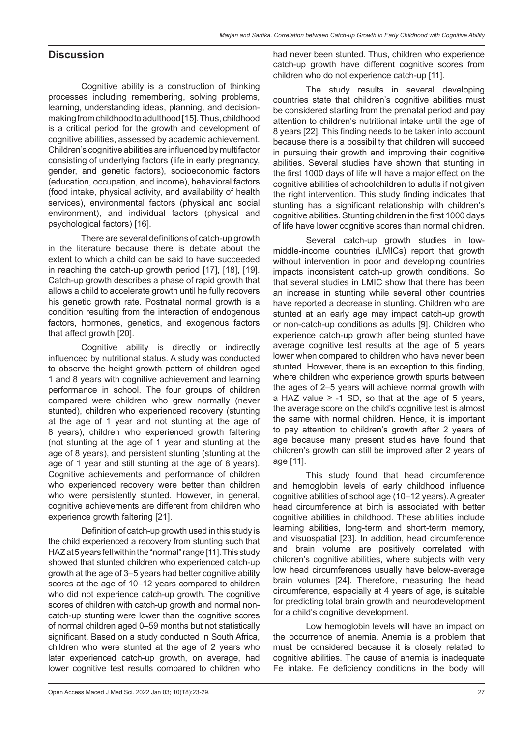## Discussion

Cognitive ability is a construction of thinking processes including remembering, solving problems, learning, understanding ideas, planning, and decision-making from childhood to adulthood [15]. Thus, childhood is a critical period for the growth and development of cognitive abilities, assessed by academic achievement. Children's cognitive abilities are influenced by multifactor consisting of underlying factors (life in early pregnancy, gender, and genetic factors), socioeconomic factors (education, occupation, and income), behavioral factors (food intake, physical activity, and availability of health services), environmental factors (physical and social environment), and individual factors (physical and psychological factors) [16].

There are several definitions of catch-up growth in the literature because there is debate about the extent to which a child can be said to have succeeded in reaching the catch-up growth period [17], [18], [19]. Catch-up growth describes a phase of rapid growth that allows a child to accelerate growth until he fully recovers his genetic growth rate. Postnatal normal growth is a condition resulting from the interaction of endogenous factors, hormones, genetics, and exogenous factors that affect growth [20].

Cognitive ability is directly or indirectly influenced by nutritional status. A study was conducted to observe the height growth pattern of children aged 1 and 8 years with cognitive achievement and learning performance in school. The four groups of children compared were children who grew normally (never stunted), children who experienced recovery (stunting at the age of 1 year and not stunting at the age of 8 years), children who experienced growth faltering (not stunting at the age of 1 year and stunting at the age of 8 years), and persistent stunting (stunting at the age of 1 year and still stunting at the age of 8 years). Cognitive achievements and performance of children who experienced recovery were better than children who were persistently stunted. However, in general, cognitive achievements are different from children who experience growth faltering [21].

Definition of catch-up growth used in this study is the child experienced a recovery from stunting such that HAZ at 5 years fell within the "normal" range [11]. This study showed that stunted children who experienced catch-up growth at the age of 3–5 years had better cognitive ability scores at the age of 10–12 years compared to children who did not experience catch-up growth. The cognitive scores of children with catch-up growth and normal non-catch-up stunting were lower than the cognitive scores of normal children aged 0–59 months but not statistically significant. Based on a study conducted in South Africa, children who were stunted at the age of 2 years who later experienced catch-up growth, on average, had lower cognitive test results compared to children who had never been stunted. Thus, children who experience catch-up growth have different cognitive scores from children who do not experience catch-up [11].

The study results in several developing countries state that children's cognitive abilities must be considered starting from the prenatal period and pay attention to children's nutritional intake until the age of 8 years [22]. This finding needs to be taken into account because there is a possibility that children will succeed in pursuing their growth and improving their cognitive abilities. Several studies have shown that stunting in the first 1000 days of life will have a major effect on the cognitive abilities of schoolchildren to adults if not given the right intervention. This study finding indicates that stunting has a significant relationship with children's cognitive abilities. Stunting children in the first 1000 days of life have lower cognitive scores than normal children.

Several catch-up growth studies in low-middle-income countries (LMICs) report that growth without intervention in poor and developing countries impacts inconsistent catch-up growth conditions. So that several studies in LMIC show that there has been an increase in stunting while several other countries have reported a decrease in stunting. Children who are stunted at an early age may impact catch-up growth or non-catch-up conditions as adults [9]. Children who experience catch-up growth after being stunted have average cognitive test results at the age of 5 years lower when compared to children who have never been stunted. However, there is an exception to this finding, where children who experience growth spurts between the ages of 2–5 years will achieve normal growth with a HAZ value $\geq$ -1 SD, so that at the age of 5 years, the average score on the child's cognitive test is almost the same with normal children. Hence, it is important to pay attention to children's growth after 2 years of age because many present studies have found that children's growth can still be improved after 2 years of age [11].

This study found that head circumference and hemoglobin levels of early childhood influence cognitive abilities of school age (10–12 years). A greater head circumference at birth is associated with better cognitive abilities in childhood. These abilities include learning abilities, long-term and short-term memory, and visuospatial [23]. In addition, head circumference and brain volume are positively correlated with children's cognitive abilities, where subjects with very low head circumferences usually have below-average brain volumes [24]. Therefore, measuring the head circumference, especially at 4 years of age, is suitable for predicting total brain growth and neurodevelopment for a child's cognitive development.

Low hemoglobin levels will have an impact on the occurrence of anemia. Anemia is a problem that must be considered because it is closely related to cognitive abilities. The cause of anemia is inadequate Fe intake. Fe deficiency conditions in the body will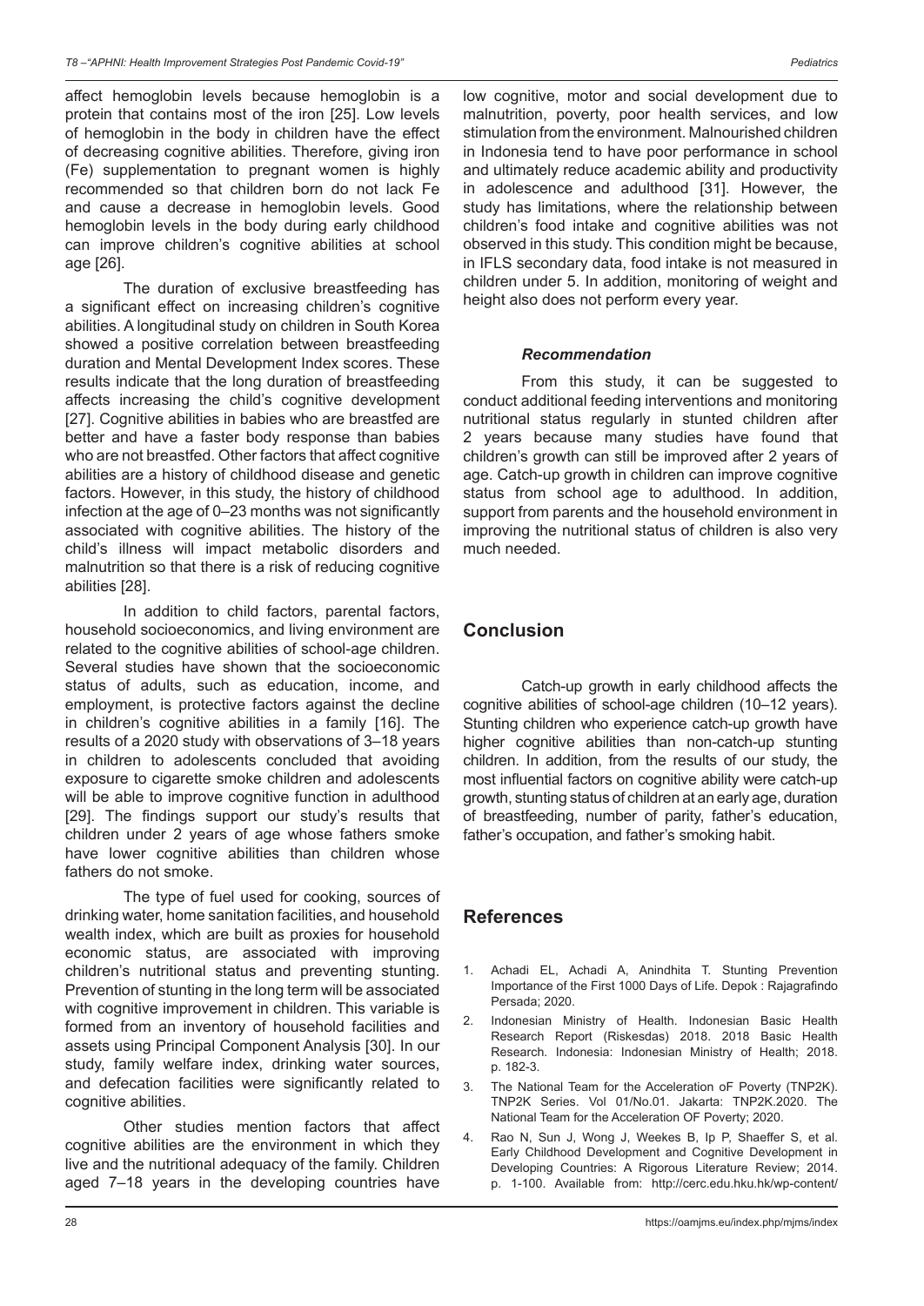affect hemoglobin levels because hemoglobin is a protein that contains most of the iron [25]. Low levels of hemoglobin in the body in children have the effect of decreasing cognitive abilities. Therefore, giving iron (Fe) supplementation to pregnant women is highly recommended so that children born do not lack Fe and cause a decrease in hemoglobin levels. Good hemoglobin levels in the body during early childhood can improve children's cognitive abilities at school age [26].

The duration of exclusive breastfeeding has a significant effect on increasing children's cognitive abilities. A longitudinal study on children in South Korea showed a positive correlation between breastfeeding duration and Mental Development Index scores. These results indicate that the long duration of breastfeeding affects increasing the child's cognitive development [27]. Cognitive abilities in babies who are breastfed are better and have a faster body response than babies who are not breastfed. Other factors that affect cognitive abilities are a history of childhood disease and genetic factors. However, in this study, the history of childhood infection at the age of 0–23 months was not significantly associated with cognitive abilities. The history of the child's illness will impact metabolic disorders and malnutrition so that there is a risk of reducing cognitive abilities [28].

In addition to child factors, parental factors, household socioeconomics, and living environment are related to the cognitive abilities of school-age children. Several studies have shown that the socioeconomic status of adults, such as education, income, and employment, is protective factors against the decline in children's cognitive abilities in a family [16]. The results of a 2020 study with observations of 3–18 years in children to adolescents concluded that avoiding exposure to cigarette smoke children and adolescents will be able to improve cognitive function in adulthood [29]. The findings support our study's results that children under 2 years of age whose fathers smoke have lower cognitive abilities than children whose fathers do not smoke.

The type of fuel used for cooking, sources of drinking water, home sanitation facilities, and household wealth index, which are built as proxies for household economic status, are associated with improving children's nutritional status and preventing stunting. Prevention of stunting in the long term will be associated with cognitive improvement in children. This variable is formed from an inventory of household facilities and assets using Principal Component Analysis [30]. In our study, family welfare index, drinking water sources, and defecation facilities were significantly related to cognitive abilities.

Other studies mention factors that affect cognitive abilities are the environment in which they live and the nutritional adequacy of the family. Children aged 7–18 years in the developing countries have low cognitive, motor and social development due to malnutrition, poverty, poor health services, and low stimulation from the environment. Malnourished children in Indonesia tend to have poor performance in school and ultimately reduce academic ability and productivity in adolescence and adulthood [31]. However, the study has limitations, where the relationship between children's food intake and cognitive abilities was not observed in this study. This condition might be because, in IFLS secondary data, food intake is not measured in children under 5. In addition, monitoring of weight and height also does not perform every year.

### *Recommendation*

From this study, it can be suggested to conduct additional feeding interventions and monitoring nutritional status regularly in stunted children after 2 years because many studies have found that children's growth can still be improved after 2 years of age. Catch-up growth in children can improve cognitive status from school age to adulthood. In addition, support from parents and the household environment in improving the nutritional status of children is also very much needed.

## Conclusion

Catch-up growth in early childhood affects the cognitive abilities of school-age children (10–12 years). Stunting children who experience catch-up growth have higher cognitive abilities than non-catch-up stunting children. In addition, from the results of our study, the most influential factors on cognitive ability were catch-up growth, stunting status of children at an early age, duration of breastfeeding, number of parity, father's education, father's occupation, and father's smoking habit.

## References

1. Achadi EL, Achadi A, Anindhita T. Stunting Prevention Importance of the First 1000 Days of Life. Depok : Rajagrafindo Persada; 2020.
2. Indonesian Ministry of Health. Indonesian Basic Health Research Report (Riskesdas) 2018. 2018 Basic Health Research. Indonesia: Indonesian Ministry of Health; 2018. p. 182-3.
3. The National Team for the Acceleration oF Poverty (TNP2K). TNP2K Series. Vol 01/No.01. Jakarta: TNP2K.2020. The National Team for the Acceleration OF Poverty; 2020.
4. Rao N, Sun J, Wong J, Weekes B, Ip P, Shaeffer S, et al. Early Childhood Development and Cognitive Development in Developing Countries: A Rigorous Literature Review; 2014. p. 1-100. Available from: http://cerc.edu.hku.hk/wp-content/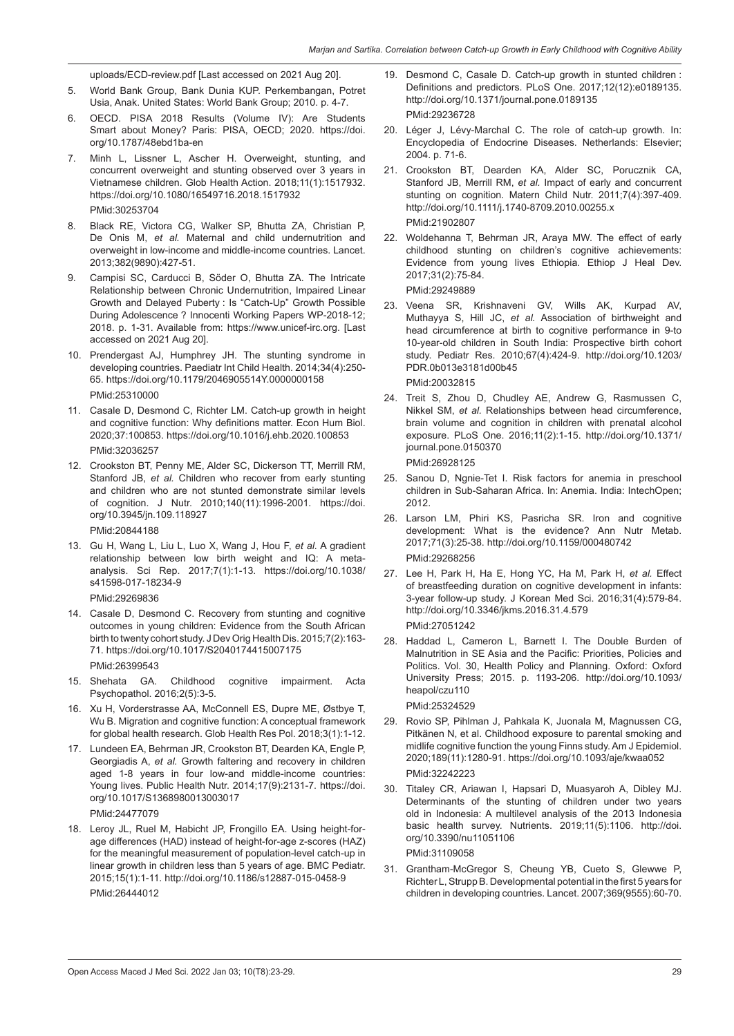uploads/ECD-review.pdf [Last accessed on 2021 Aug 20].

5. World Bank Group, Bank Dunia KUP. Perkembangan, Potret Usia, Anak. United States: World Bank Group; 2010. p. 4-7.
6. OECD. PISA 2018 Results (Volume IV): Are Students Smart about Money? Paris: PISA, OECD; 2020. https://doi.org/10.1787/48ebd1ba-en
7. Minh L, Lissner L, Ascher H. Overweight, stunting, and concurrent overweight and stunting observed over 3 years in Vietnamese children. Glob Health Action. 2018;11(1):1517932. https://doi.org/10.1080/16549716.2018.1517932 PMid:30253704
8. Black RE, Victora CG, Walker SP, Bhutta ZA, Christian P, De Onis M, *et al.* Maternal and child undernutrition and overweight in low-income and middle-income countries. Lancet. 2013;382(9890):427-51.
9. Campisi SC, Carducci B, Söder O, Bhutta ZA. The Intricate Relationship between Chronic Undernutrition, Impaired Linear Growth and Delayed Puberty : Is "Catch-Up" Growth Possible During Adolescence ? Innocenti Working Papers WP-2018-12; 2018. p. 1-31. Available from: https://www.unicef-irc.org. [Last accessed on 2021 Aug 20].
10. Prendergast AJ, Humphrey JH. The stunting syndrome in developing countries. Paediatr Int Child Health. 2014;34(4):250-65. https://doi.org/10.1179/2046905514Y.0000000158 PMid:25310000
11. Casale D, Desmond C, Richter LM. Catch-up growth in height and cognitive function: Why definitions matter. Econ Hum Biol. 2020;37:100853. https://doi.org/10.1016/j.ehb.2020.100853 PMid:32036257
12. Crookston BT, Penny ME, Alder SC, Dickerson TT, Merrill RM, Stanford JB, *et al.* Children who recover from early stunting and children who are not stunted demonstrate similar levels of cognition. J Nutr. 2010;140(11):1996-2001. https://doi.org/10.3945/jn.109.118927 PMid:20844188
13. Gu H, Wang L, Liu L, Luo X, Wang J, Hou F, *et al.* A gradient relationship between low birth weight and IQ: A meta-analysis. Sci Rep. 2017;7(1):1-13. https://doi.org/10.1038/s41598-017-18234-9 PMid:29269836
14. Casale D, Desmond C. Recovery from stunting and cognitive outcomes in young children: Evidence from the South African birth to twenty cohort study. J Dev Orig Health Dis. 2015;7(2):163-71. https://doi.org/10.1017/S2040174415007175 PMid:26399543
15. Shehata GA. Childhood cognitive impairment. Acta Psychopathol. 2016;2(5):3-5.
16. Xu H, Vorderstrasse AA, McConnell ES, Dupre ME, Østbye T, Wu B. Migration and cognitive function: A conceptual framework for global health research. Glob Health Res Pol. 2018;3(1):1-12.
17. Lundeen EA, Behrman JR, Crookston BT, Dearden KA, Engle P, Georgiadis A, *et al.* Growth faltering and recovery in children aged 1-8 years in four low-and middle-income countries: Young lives. Public Health Nutr. 2014;17(9):2131-7. https://doi.org/10.1017/S1368980013003017 PMid:24477079
18. Leroy JL, Ruel M, Habicht JP, Frongillo EA. Using height-for-age differences (HAD) instead of height-for-age z-scores (HAZ) for the meaningful measurement of population-level catch-up in linear growth in children less than 5 years of age. BMC Pediatr. 2015;15(1):1-11. http://doi.org/10.1186/s12887-015-0458-9 PMid:26444012
19. Desmond C, Casale D. Catch-up growth in stunted children : Definitions and predictors. PLoS One. 2017;12(12):e0189135. http://doi.org/10.1371/journal.pone.0189135 PMid:29236728
20. Léger J, Lévy-Marchal C. The role of catch-up growth. In: Encyclopedia of Endocrine Diseases. Netherlands: Elsevier; 2004. p. 71-6.
21. Crookston BT, Dearden KA, Alder SC, Porucznik CA, Stanford JB, Merrill RM, *et al.* Impact of early and concurrent stunting on cognition. Matern Child Nutr. 2011;7(4):397-409. http://doi.org/10.1111/j.1740-8709.2010.00255.x PMid:21902807
22. Woldehanna T, Behrman JR, Araya MW. The effect of early childhood stunting on children's cognitive achievements: Evidence from young lives Ethiopia. Ethiop J Heal Dev. 2017;31(2):75-84. PMid:29249889
23. Veena SR, Krishnaveni GV, Wills AK, Kurpad AV, Muthayya S, Hill JC, *et al.* Association of birthweight and head circumference at birth to cognitive performance in 9-to 10-year-old children in South India: Prospective birth cohort study. Pediatr Res. 2010;67(4):424-9. http://doi.org/10.1203/PDR.0b013e3181d00b45 PMid:20032815
24. Treit S, Zhou D, Chudley AE, Andrew G, Rasmussen C, Nikkel SM, *et al.* Relationships between head circumference, brain volume and cognition in children with prenatal alcohol exposure. PLoS One. 2016;11(2):1-15. http://doi.org/10.1371/journal.pone.0150370 PMid:26928125
25. Sanou D, Ngnie-Tet I. Risk factors for anemia in preschool children in Sub-Saharan Africa. In: Anemia. India: IntechOpen; 2012.
26. Larson LM, Phiri KS, Pasricha SR. Iron and cognitive development: What is the evidence? Ann Nutr Metab. 2017;71(3):25-38. http://doi.org/10.1159/000480742 PMid:29268256
27. Lee H, Park H, Ha E, Hong YC, Ha M, Park H, *et al.* Effect of breastfeeding duration on cognitive development in infants: 3-year follow-up study. J Korean Med Sci. 2016;31(4):579-84. http://doi.org/10.3346/jkms.2016.31.4.579 PMid:27051242
28. Haddad L, Cameron L, Barnett I. The Double Burden of Malnutrition in SE Asia and the Pacific: Priorities, Policies and Politics. Vol. 30, Health Policy and Planning. Oxford: Oxford University Press; 2015. p. 1193-206. http://doi.org/10.1093/heapol/czu110 PMid:25324529
29. Rovio SP, Pihlman J, Pahkala K, Juonala M, Magnussen CG, Pitkänen N, et al. Childhood exposure to parental smoking and midlife cognitive function the young Finns study. Am J Epidemiol. 2020;189(11):1280-91. https://doi.org/10.1093/aje/kwaa052 PMid:32242223
30. Titaley CR, Ariawan I, Hapsari D, Muasyaroh A, Dibley MJ. Determinants of the stunting of children under two years old in Indonesia: A multilevel analysis of the 2013 Indonesia basic health survey. Nutrients. 2019;11(5):1106. http://doi.org/10.3390/nu11051106 PMid:31109058
31. Grantham-McGregor S, Cheung YB, Cueto S, Glewwe P, Richter L, Strupp B. Developmental potential in the first 5 years for children in developing countries. Lancet. 2007;369(9555):60-70.